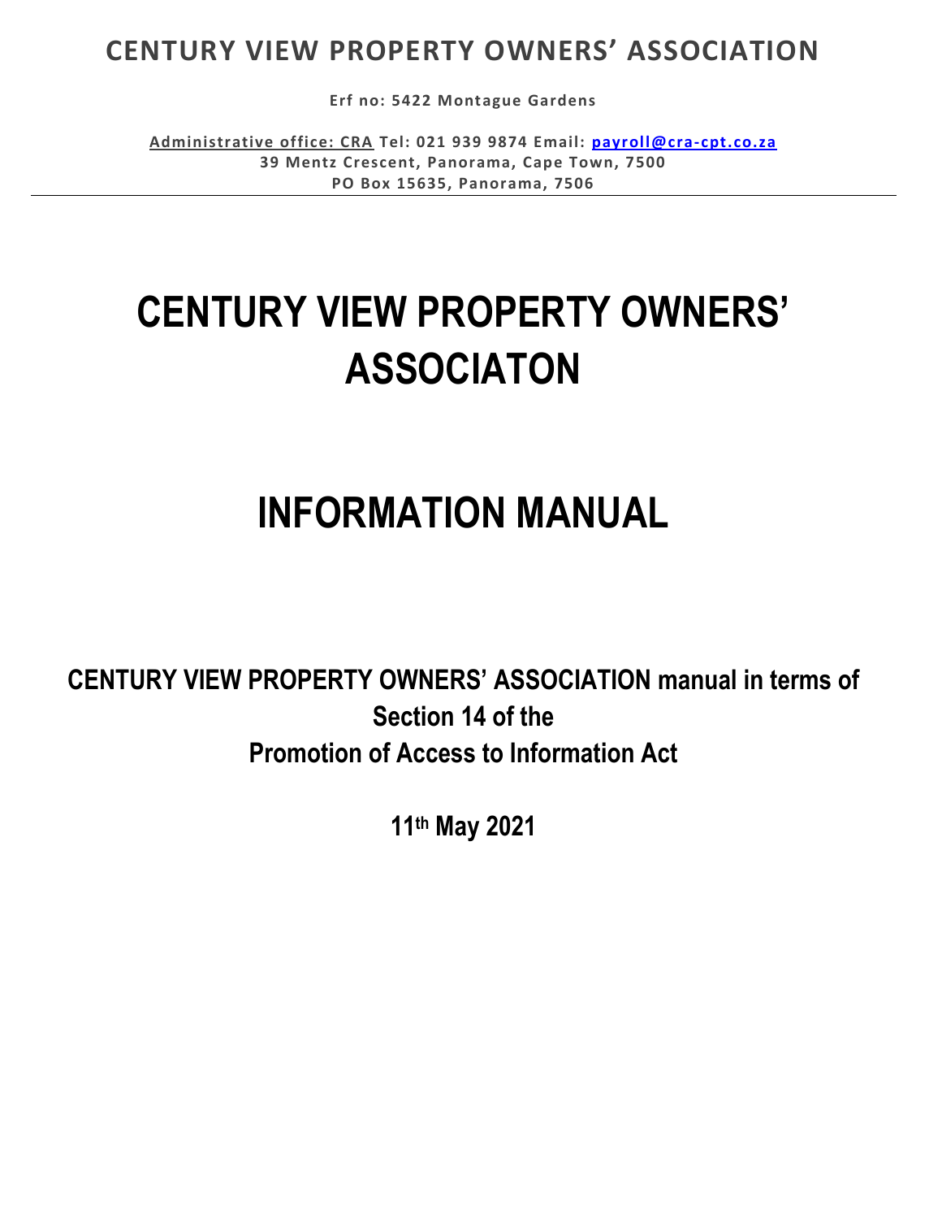**CENTURY VIEW PROPERTY OWNERS' ASSOCIATION**

**Erf no: 5422 Montague Gardens**

**Administrative office: CRA Tel: 021 939 9874 Email: payroll@cra-cpt.co.za**
**39 Mentz Crescent, Panorama, Cape Town, 7500**
**PO Box 15635, Panorama, 7506**

---

# CENTURY VIEW PROPERTY OWNERS' ASSOCIATON

# INFORMATION MANUAL

**CENTURY VIEW PROPERTY OWNERS' ASSOCIATION manual in terms of Section 14 of the Promotion of Access to Information Act**

**11th May 2021**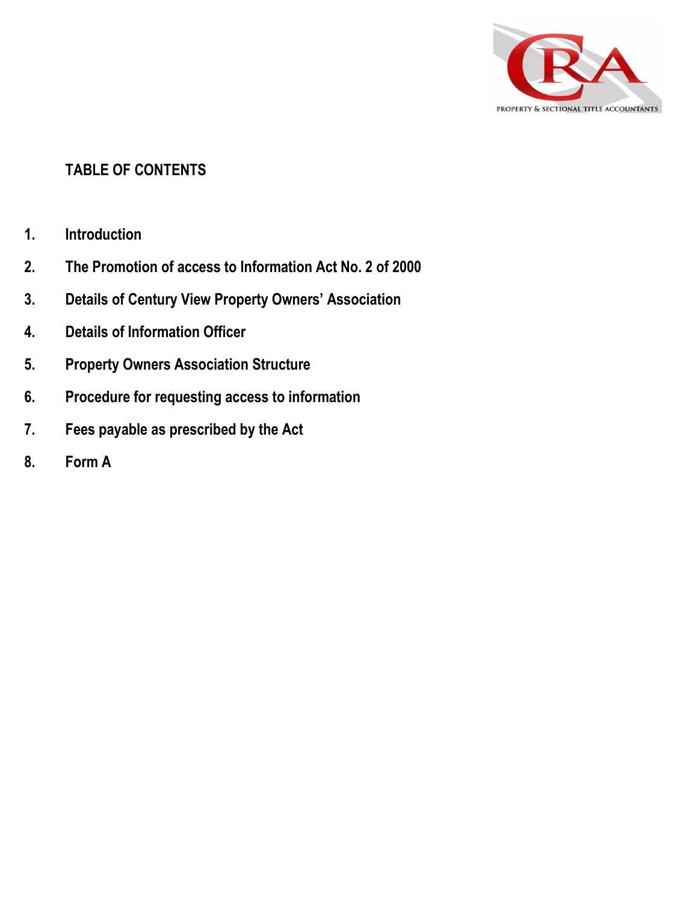## TABLE OF CONTENTS

1. Introduction
2. The Promotion of access to Information Act No. 2 of 2000
3. Details of Century View Property Owners' Association
4. Details of Information Officer
5. Property Owners Association Structure
6. Procedure for requesting access to information
7. Fees payable as prescribed by the Act
8. Form A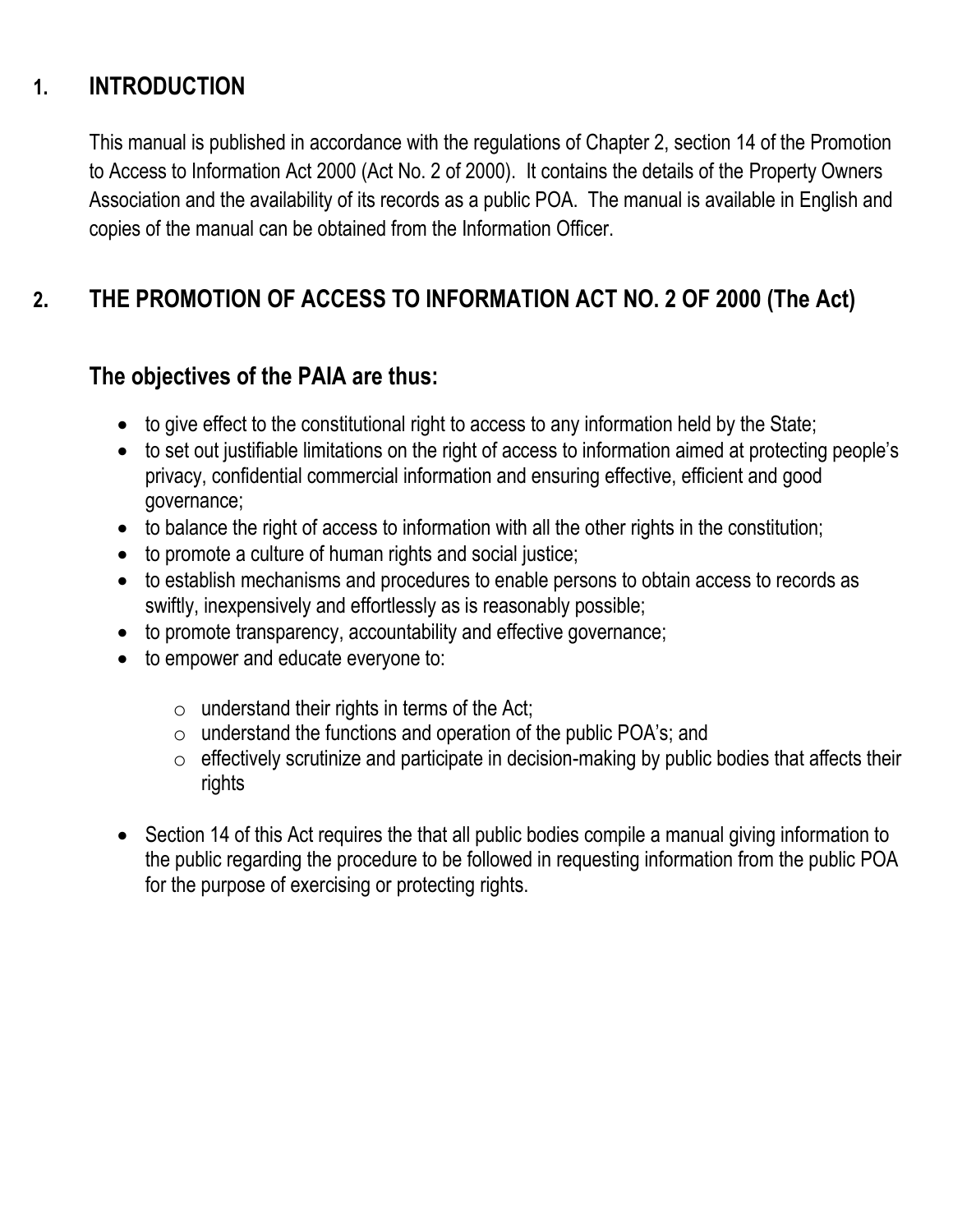## 1. INTRODUCTION

This manual is published in accordance with the regulations of Chapter 2, section 14 of the Promotion to Access to Information Act 2000 (Act No. 2 of 2000). It contains the details of the Property Owners Association and the availability of its records as a public POA. The manual is available in English and copies of the manual can be obtained from the Information Officer.

## 2. THE PROMOTION OF ACCESS TO INFORMATION ACT NO. 2 OF 2000 (The Act)

### The objectives of the PAIA are thus:

- to give effect to the constitutional right to access to any information held by the State;
- to set out justifiable limitations on the right of access to information aimed at protecting people's privacy, confidential commercial information and ensuring effective, efficient and good governance;
- to balance the right of access to information with all the other rights in the constitution;
- to promote a culture of human rights and social justice;
- to establish mechanisms and procedures to enable persons to obtain access to records as swiftly, inexpensively and effortlessly as is reasonably possible;
- to promote transparency, accountability and effective governance;
- to empower and educate everyone to:
  - understand their rights in terms of the Act;
  - understand the functions and operation of the public POA's; and
  - effectively scrutinize and participate in decision-making by public bodies that affects their rights
- Section 14 of this Act requires the that all public bodies compile a manual giving information to the public regarding the procedure to be followed in requesting information from the public POA for the purpose of exercising or protecting rights.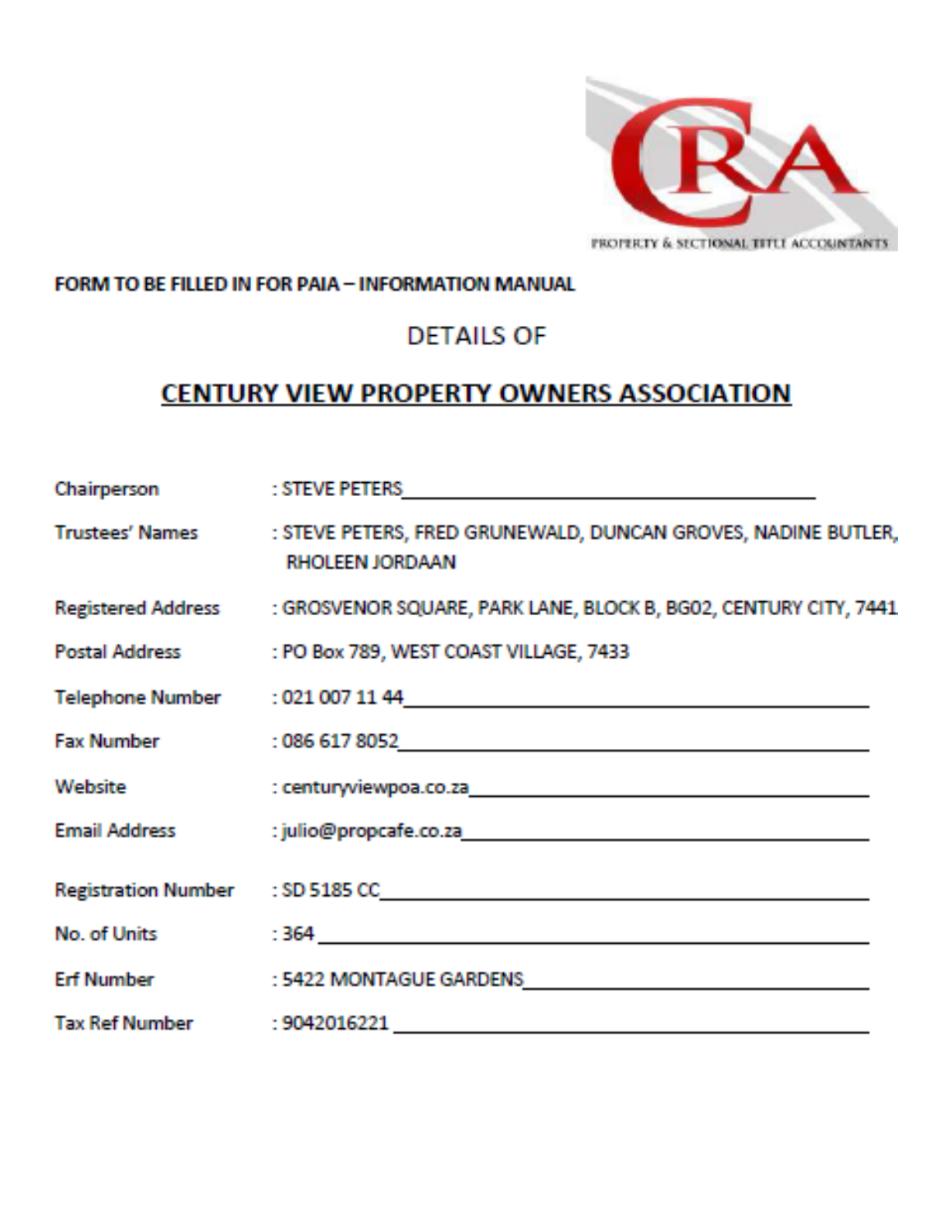**FORM TO BE FILLED IN FOR PAIA – INFORMATION MANUAL**

DETAILS OF

## CENTURY VIEW PROPERTY OWNERS ASSOCIATION

| | |
|---|---|
| Chairperson | : STEVE PETERS |
| Trustees' Names | : STEVE PETERS, FRED GRUNEWALD, DUNCAN GROVES, NADINE BUTLER, RHOLEEN JORDAAN |
| Registered Address | : GROSVENOR SQUARE, PARK LANE, BLOCK B, BG02, CENTURY CITY, 7441 |
| Postal Address | : PO Box 789, WEST COAST VILLAGE, 7433 |
| Telephone Number | : 021 007 11 44 |
| Fax Number | : 086 617 8052 |
| Website | : centuryviewpoa.co.za |
| Email Address | : julio@propcafe.co.za |
| Registration Number | : SD 5185 CC |
| No. of Units | : 364 |
| Erf Number | : 5422 MONTAGUE GARDENS |
| Tax Ref Number | : 9042016221 |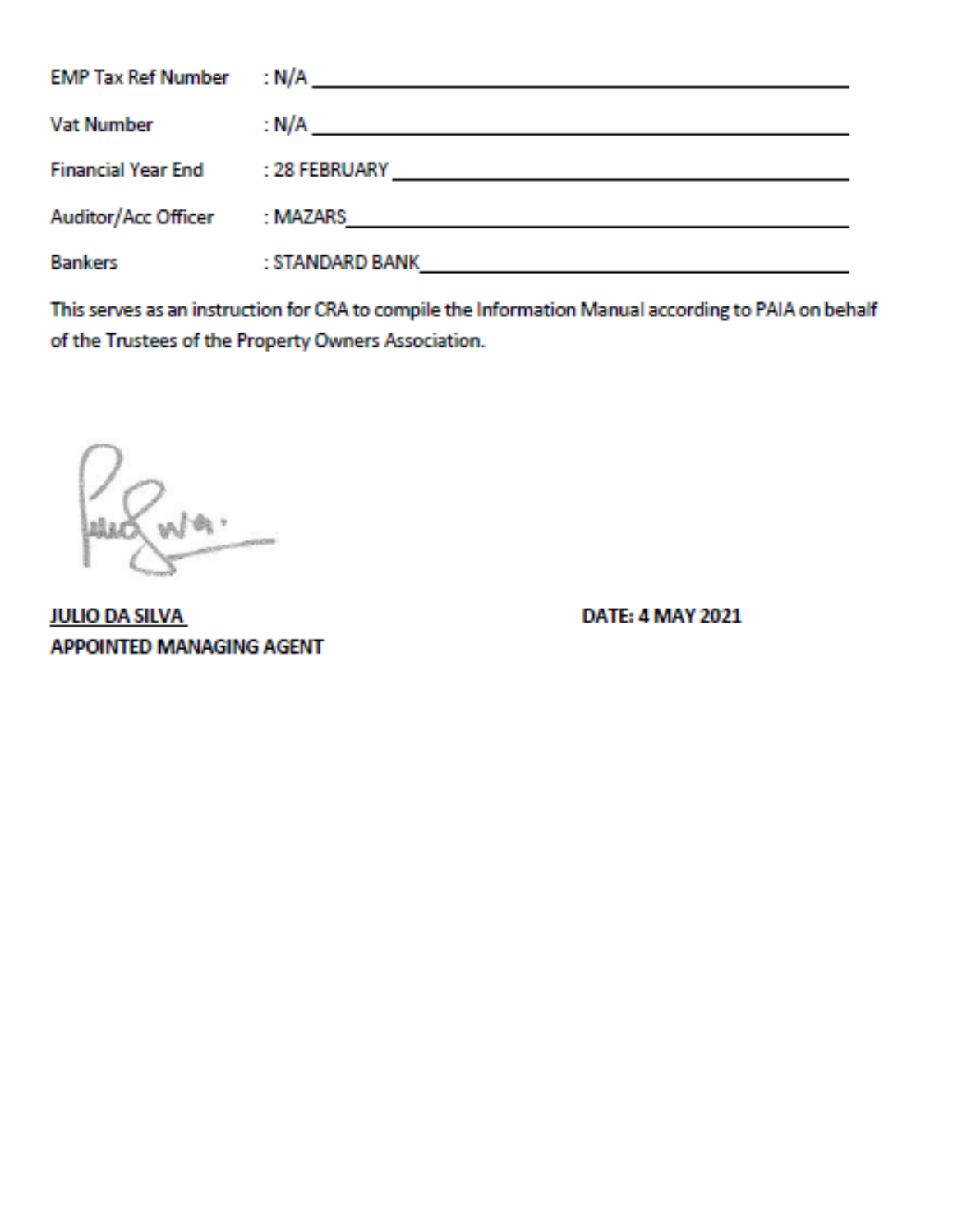| | |
|---|---|
| EMP Tax Ref Number | : N/A |
| Vat Number | : N/A |
| Financial Year End | : 28 FEBRUARY |
| Auditor/Acc Officer | : MAZARS |
| Bankers | : STANDARD BANK |

This serves as an instruction for CRA to compile the Information Manual according to PAIA on behalf of the Trustees of the Property Owners Association.

**JULIO DA SILVA**
**APPOINTED MANAGING AGENT**

**DATE: 4 MAY 2021**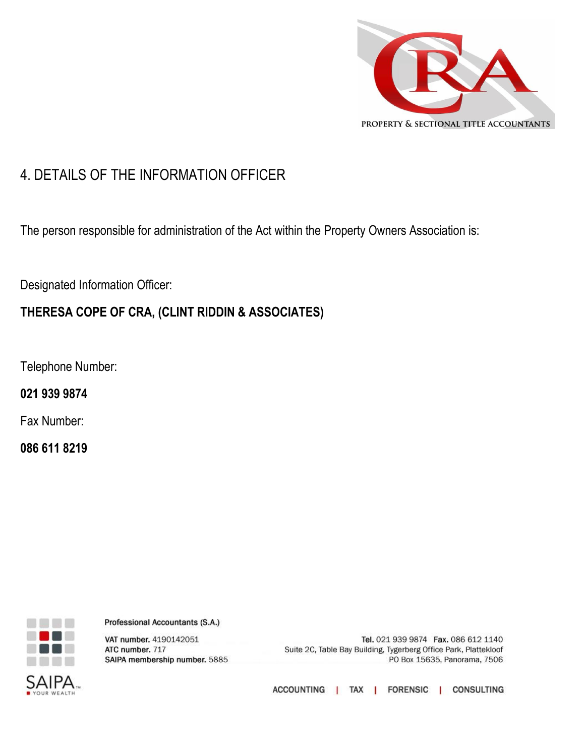## 4. DETAILS OF THE INFORMATION OFFICER

The person responsible for administration of the Act within the Property Owners Association is:

Designated Information Officer:

**THERESA COPE OF CRA, (CLINT RIDDIN & ASSOCIATES)**

Telephone Number:

**021 939 9874**

Fax Number:

**086 611 8219**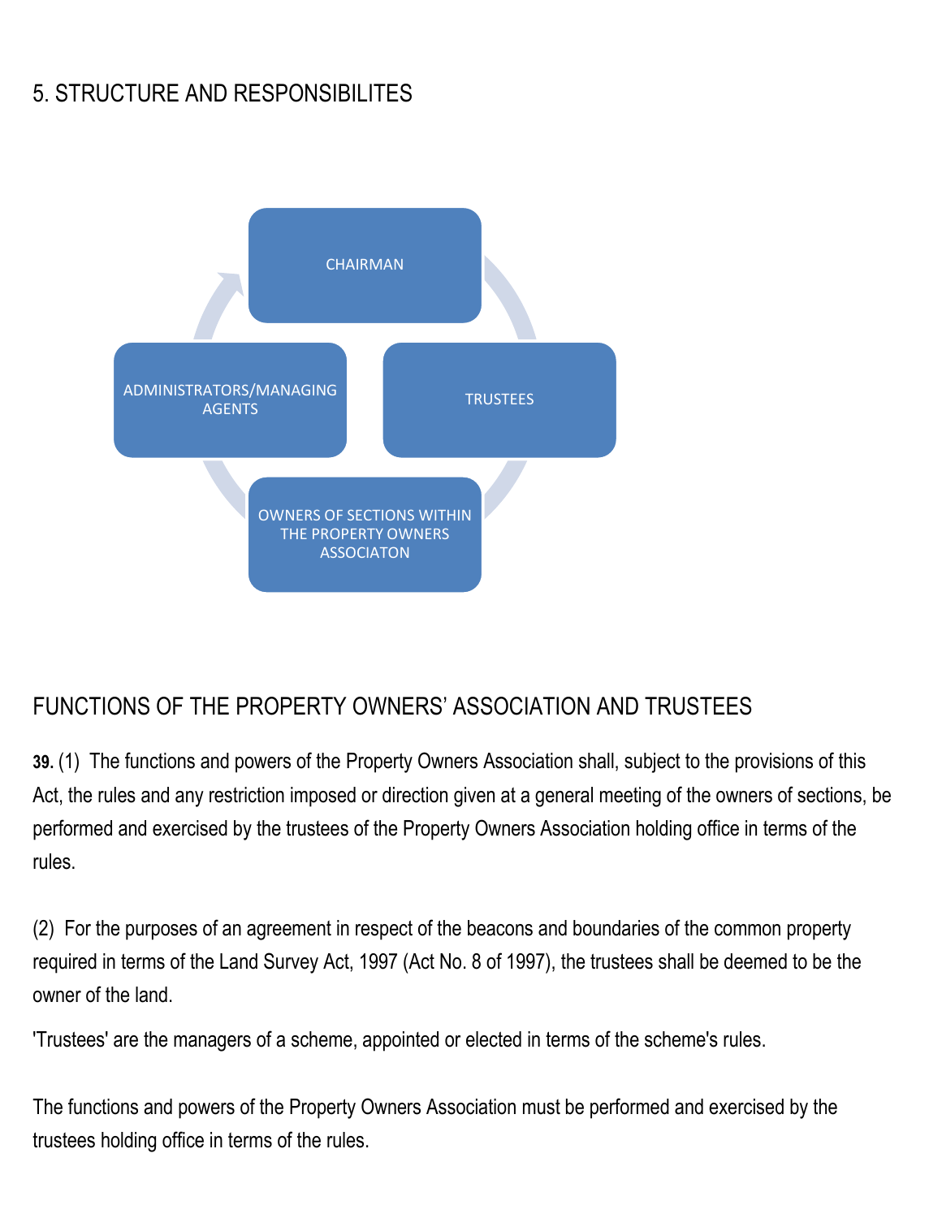## 5. STRUCTURE AND RESPONSIBILITES

CHAIRMAN

TRUSTEES

OWNERS OF SECTIONS WITHIN THE PROPERTY OWNERS ASSOCIATON

ADMINISTRATORS/MANAGING AGENTS

## FUNCTIONS OF THE PROPERTY OWNERS' ASSOCIATION AND TRUSTEES

**39.** (1) The functions and powers of the Property Owners Association shall, subject to the provisions of this Act, the rules and any restriction imposed or direction given at a general meeting of the owners of sections, be performed and exercised by the trustees of the Property Owners Association holding office in terms of the rules.

(2) For the purposes of an agreement in respect of the beacons and boundaries of the common property required in terms of the Land Survey Act, 1997 (Act No. 8 of 1997), the trustees shall be deemed to be the owner of the land.

'Trustees' are the managers of a scheme, appointed or elected in terms of the scheme's rules.

The functions and powers of the Property Owners Association must be performed and exercised by the trustees holding office in terms of the rules.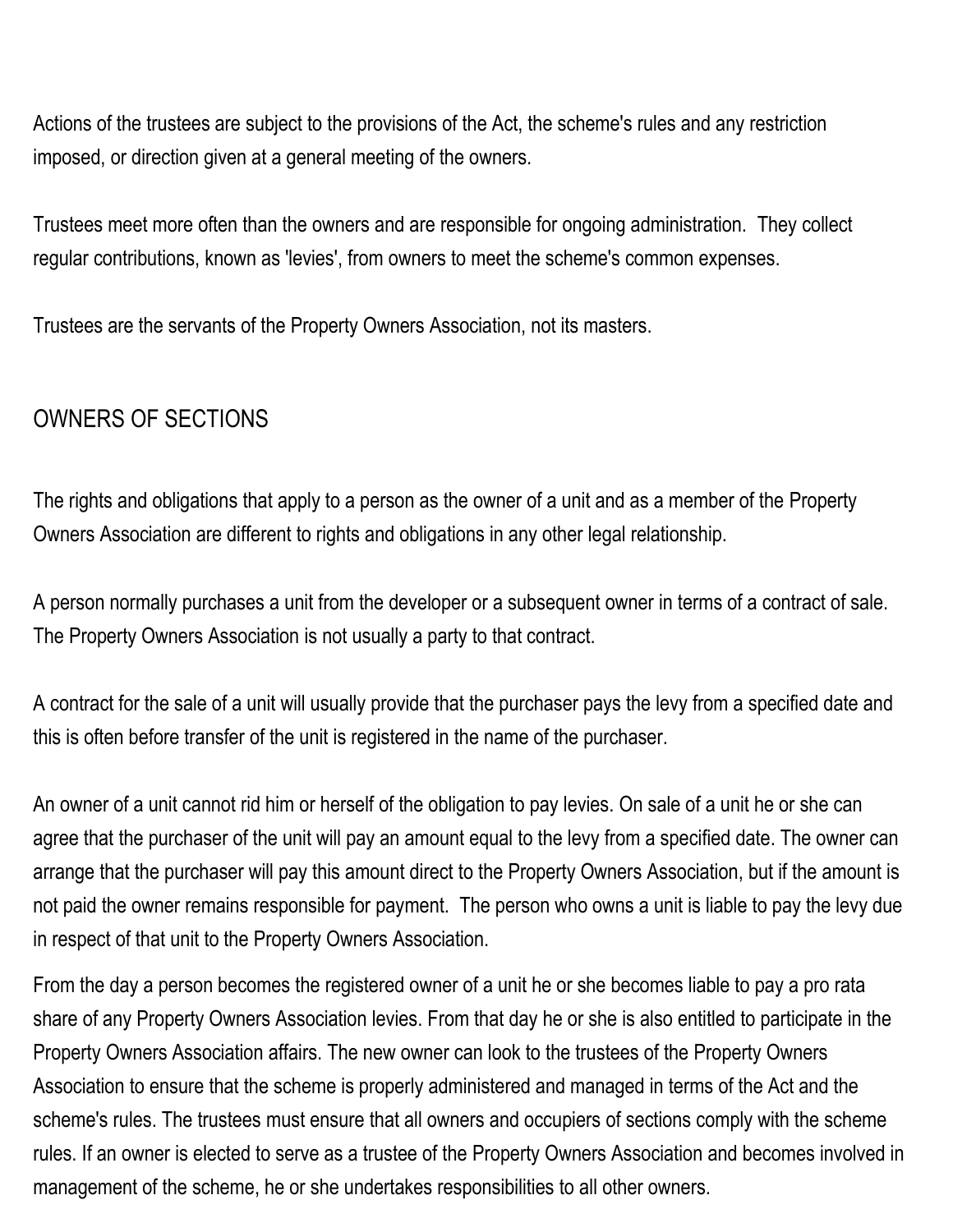Actions of the trustees are subject to the provisions of the Act, the scheme's rules and any restriction imposed, or direction given at a general meeting of the owners.

Trustees meet more often than the owners and are responsible for ongoing administration. They collect regular contributions, known as 'levies', from owners to meet the scheme's common expenses.

Trustees are the servants of the Property Owners Association, not its masters.

## OWNERS OF SECTIONS

The rights and obligations that apply to a person as the owner of a unit and as a member of the Property Owners Association are different to rights and obligations in any other legal relationship.

A person normally purchases a unit from the developer or a subsequent owner in terms of a contract of sale. The Property Owners Association is not usually a party to that contract.

A contract for the sale of a unit will usually provide that the purchaser pays the levy from a specified date and this is often before transfer of the unit is registered in the name of the purchaser.

An owner of a unit cannot rid him or herself of the obligation to pay levies. On sale of a unit he or she can agree that the purchaser of the unit will pay an amount equal to the levy from a specified date. The owner can arrange that the purchaser will pay this amount direct to the Property Owners Association, but if the amount is not paid the owner remains responsible for payment. The person who owns a unit is liable to pay the levy due in respect of that unit to the Property Owners Association.

From the day a person becomes the registered owner of a unit he or she becomes liable to pay a pro rata share of any Property Owners Association levies. From that day he or she is also entitled to participate in the Property Owners Association affairs. The new owner can look to the trustees of the Property Owners Association to ensure that the scheme is properly administered and managed in terms of the Act and the scheme's rules. The trustees must ensure that all owners and occupiers of sections comply with the scheme rules. If an owner is elected to serve as a trustee of the Property Owners Association and becomes involved in management of the scheme, he or she undertakes responsibilities to all other owners.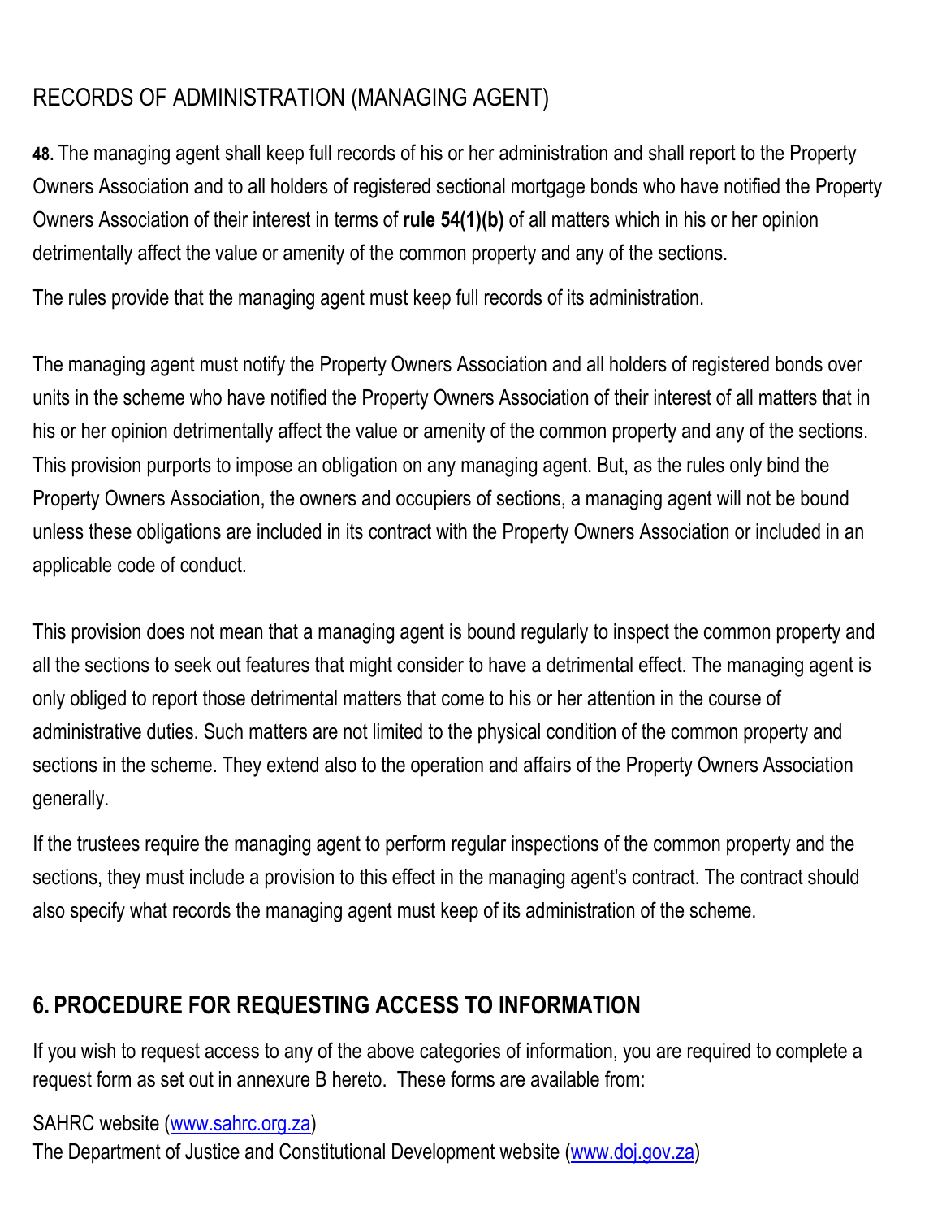## RECORDS OF ADMINISTRATION (MANAGING AGENT)

**48.** The managing agent shall keep full records of his or her administration and shall report to the Property Owners Association and to all holders of registered sectional mortgage bonds who have notified the Property Owners Association of their interest in terms of **rule 54(1)(b)** of all matters which in his or her opinion detrimentally affect the value or amenity of the common property and any of the sections.

The rules provide that the managing agent must keep full records of its administration.

The managing agent must notify the Property Owners Association and all holders of registered bonds over units in the scheme who have notified the Property Owners Association of their interest of all matters that in his or her opinion detrimentally affect the value or amenity of the common property and any of the sections. This provision purports to impose an obligation on any managing agent. But, as the rules only bind the Property Owners Association, the owners and occupiers of sections, a managing agent will not be bound unless these obligations are included in its contract with the Property Owners Association or included in an applicable code of conduct.

This provision does not mean that a managing agent is bound regularly to inspect the common property and all the sections to seek out features that might consider to have a detrimental effect. The managing agent is only obliged to report those detrimental matters that come to his or her attention in the course of administrative duties. Such matters are not limited to the physical condition of the common property and sections in the scheme. They extend also to the operation and affairs of the Property Owners Association generally.

If the trustees require the managing agent to perform regular inspections of the common property and the sections, they must include a provision to this effect in the managing agent's contract. The contract should also specify what records the managing agent must keep of its administration of the scheme.

## 6. PROCEDURE FOR REQUESTING ACCESS TO INFORMATION

If you wish to request access to any of the above categories of information, you are required to complete a request form as set out in annexure B hereto. These forms are available from:

SAHRC website (www.sahrc.org.za)
The Department of Justice and Constitutional Development website (www.doj.gov.za)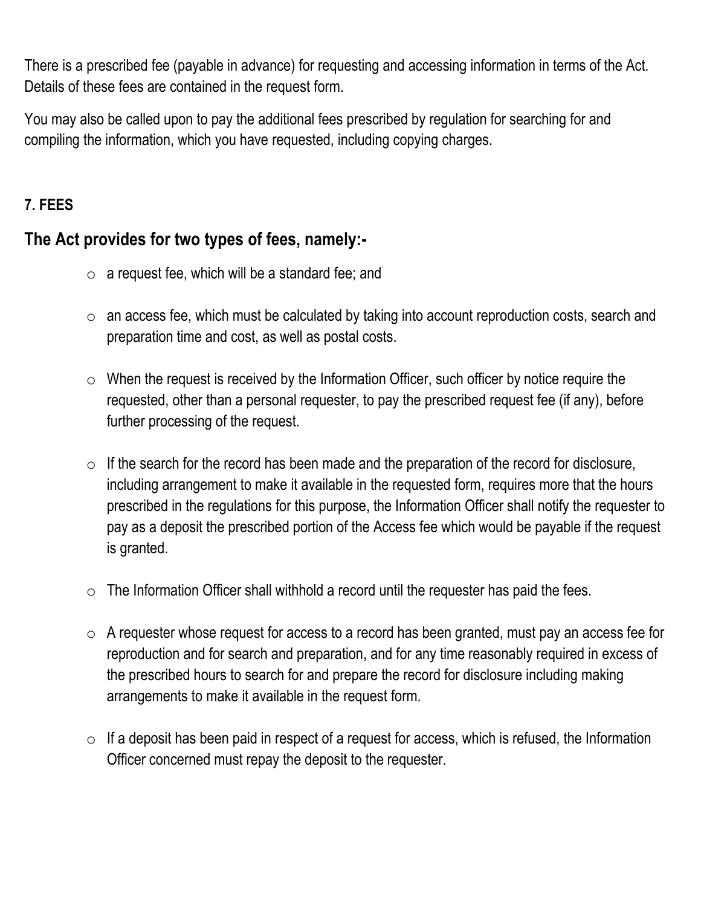There is a prescribed fee (payable in advance) for requesting and accessing information in terms of the Act. Details of these fees are contained in the request form.

You may also be called upon to pay the additional fees prescribed by regulation for searching for and compiling the information, which you have requested, including copying charges.

**7. FEES**

## The Act provides for two types of fees, namely:-

- a request fee, which will be a standard fee; and
- an access fee, which must be calculated by taking into account reproduction costs, search and preparation time and cost, as well as postal costs.
- When the request is received by the Information Officer, such officer by notice require the requested, other than a personal requester, to pay the prescribed request fee (if any), before further processing of the request.
- If the search for the record has been made and the preparation of the record for disclosure, including arrangement to make it available in the requested form, requires more that the hours prescribed in the regulations for this purpose, the Information Officer shall notify the requester to pay as a deposit the prescribed portion of the Access fee which would be payable if the request is granted.
- The Information Officer shall withhold a record until the requester has paid the fees.
- A requester whose request for access to a record has been granted, must pay an access fee for reproduction and for search and preparation, and for any time reasonably required in excess of the prescribed hours to search for and prepare the record for disclosure including making arrangements to make it available in the request form.
- If a deposit has been paid in respect of a request for access, which is refused, the Information Officer concerned must repay the deposit to the requester.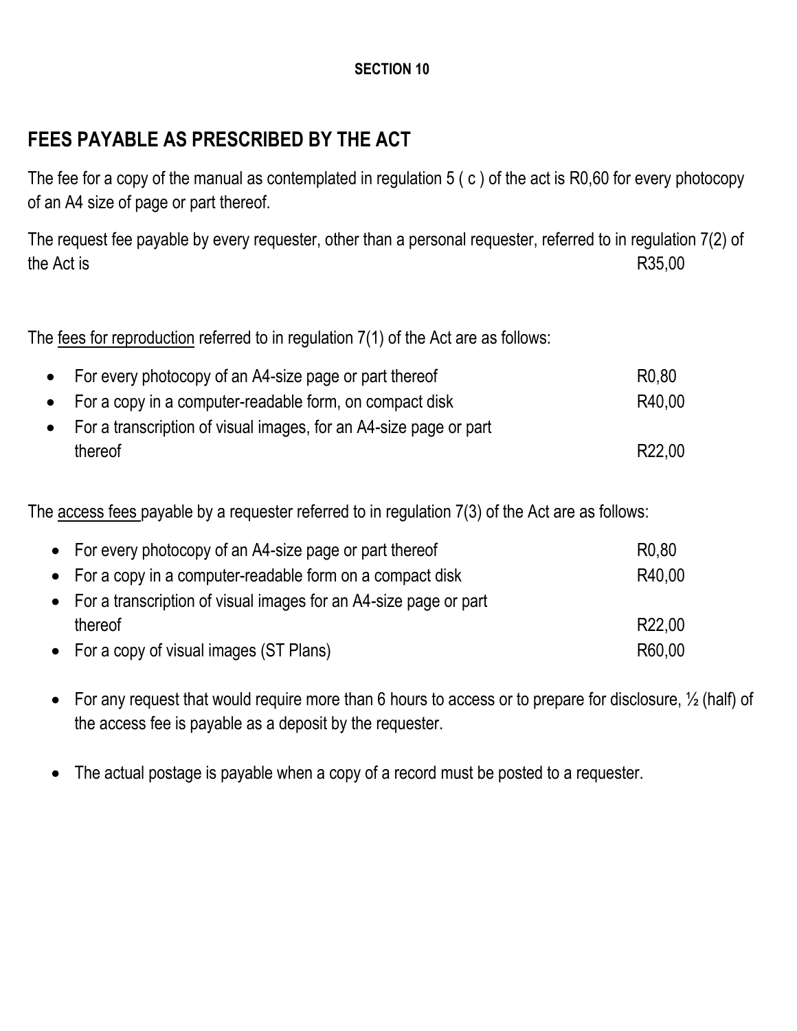**SECTION 10**

## FEES PAYABLE AS PRESCRIBED BY THE ACT

The fee for a copy of the manual as contemplated in regulation 5 ( c ) of the act is R0,60 for every photocopy of an A4 size of page or part thereof.

The request fee payable by every requester, other than a personal requester, referred to in regulation 7(2) of the Act is R35,00

The fees for reproduction referred to in regulation 7(1) of the Act are as follows:

- For every photocopy of an A4-size page or part thereof R0,80
- For a copy in a computer-readable form, on compact disk R40,00
- For a transcription of visual images, for an A4-size page or part thereof R22,00

The access fees payable by a requester referred to in regulation 7(3) of the Act are as follows:

- For every photocopy of an A4-size page or part thereof R0,80
- For a copy in a computer-readable form on a compact disk R40,00
- For a transcription of visual images for an A4-size page or part thereof R22,00
- For a copy of visual images (ST Plans) R60,00

- For any request that would require more than 6 hours to access or to prepare for disclosure, ½ (half) of the access fee is payable as a deposit by the requester.
- The actual postage is payable when a copy of a record must be posted to a requester.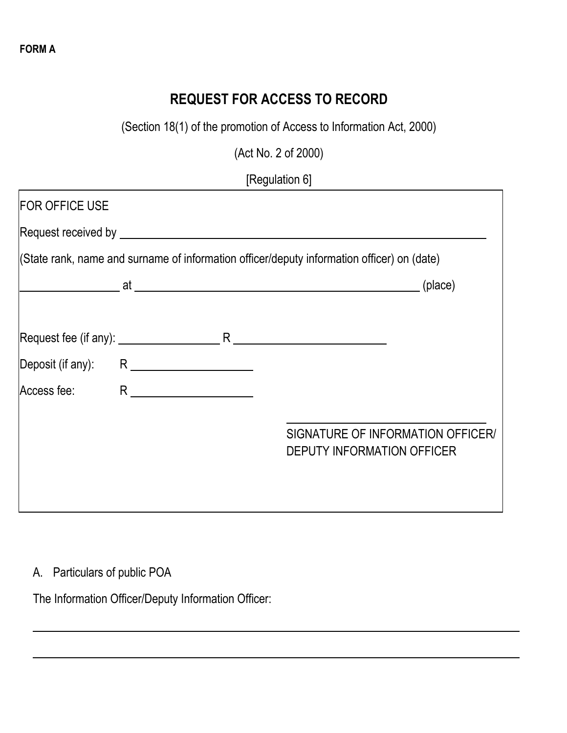**FORM A**

# REQUEST FOR ACCESS TO RECORD

(Section 18(1) of the promotion of Access to Information Act, 2000)

(Act No. 2 of 2000)

[Regulation 6]

FOR OFFICE USE

Request received by ______________________________________________

(State rank, name and surname of information officer/deputy information officer) on (date)

______________ at ________________________________________ (place)

Request fee (if any): ______________ R ____________________

Deposit (if any): R ________________

Access fee: R ________________

______________________________
SIGNATURE OF INFORMATION OFFICER/
DEPUTY INFORMATION OFFICER

A. Particulars of public POA

The Information Officer/Deputy Information Officer:

______________________________________________________________

______________________________________________________________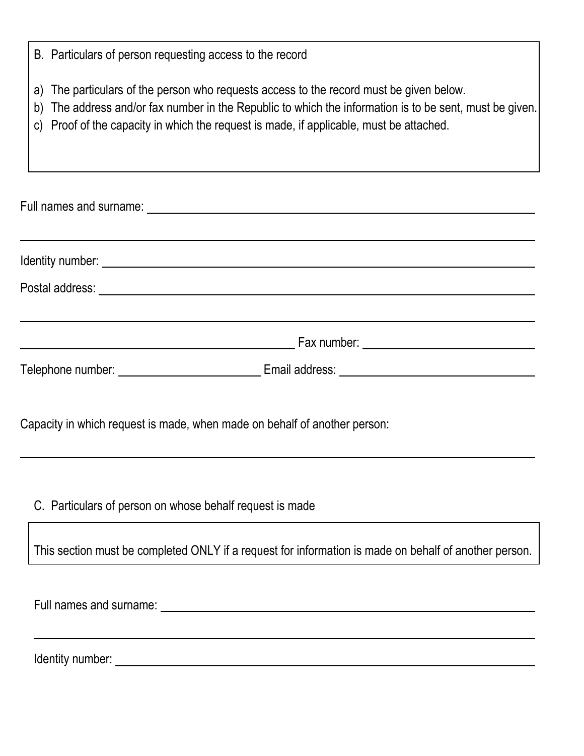## B. Particulars of person requesting access to the record

a) The particulars of the person who requests access to the record must be given below.
b) The address and/or fax number in the Republic to which the information is to be sent, must be given.
c) Proof of the capacity in which the request is made, if applicable, must be attached.

Full names and surname: ______________________________________________

______________________________________________

Identity number: ______________________________________________

Postal address: ______________________________________________

______________________________________________

______________________ Fax number: ______________________

Telephone number: ______________________ Email address: ______________________

Capacity in which request is made, when made on behalf of another person:

______________________________________________

## C. Particulars of person on whose behalf request is made

This section must be completed ONLY if a request for information is made on behalf of another person.

Full names and surname: ______________________________________________

______________________________________________

Identity number: ______________________________________________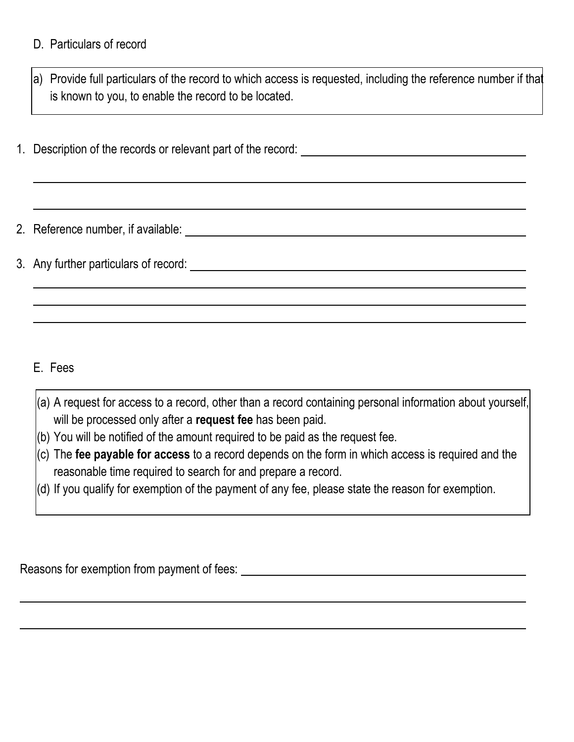D. Particulars of record

a) Provide full particulars of the record to which access is requested, including the reference number if that is known to you, to enable the record to be located.

1. Description of the records or relevant part of the record: ______________________________

______________________________________________________________________

______________________________________________________________________

2. Reference number, if available: ______________________________

3. Any further particulars of record: ______________________________

______________________________________________________________________

______________________________________________________________________

______________________________________________________________________

E. Fees

(a) A request for access to a record, other than a record containing personal information about yourself, will be processed only after a **request fee** has been paid.
(b) You will be notified of the amount required to be paid as the request fee.
(c) The **fee payable for access** to a record depends on the form in which access is required and the reasonable time required to search for and prepare a record.
(d) If you qualify for exemption of the payment of any fee, please state the reason for exemption.

Reasons for exemption from payment of fees: ______________________________

______________________________________________________________________

______________________________________________________________________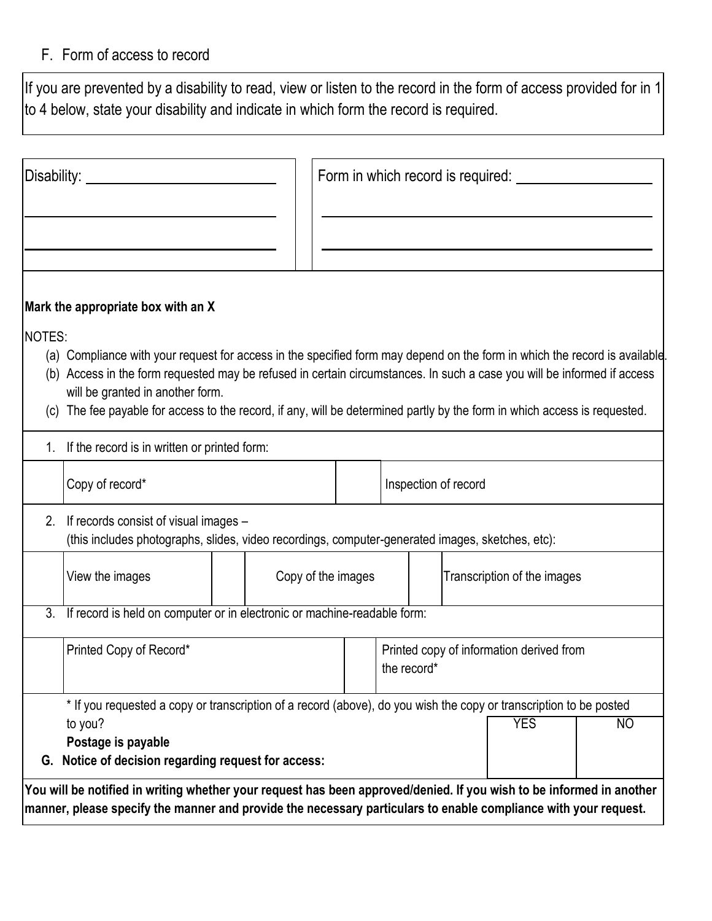## F. Form of access to record

If you are prevented by a disability to read, view or listen to the record in the form of access provided for in 1 to 4 below, state your disability and indicate in which form the record is required.

| Disability: ______________________ | Form in which record is required: ______________________ |
|---|---|
| ______________________ | ______________________ |
| ______________________ | ______________________ |

**Mark the appropriate box with an X**

NOTES:

(a) Compliance with your request for access in the specified form may depend on the form in which the record is available.
(b) Access in the form requested may be refused in certain circumstances. In such a case you will be informed if access will be granted in another form.
(c) The fee payable for access to the record, if any, will be determined partly by the form in which access is requested.

1. If the record is in written or printed form:

| | | | |
|---|---|---|---|
| | Copy of record* | | Inspection of record |

2. If records consist of visual images –
(this includes photographs, slides, video recordings, computer-generated images, sketches, etc):

| | | | | | |
|---|---|---|---|---|---|
| | View the images | | Copy of the images | | Transcription of the images |

3. If record is held on computer or in electronic or machine-readable form:

| | | | |
|---|---|---|---|
| | Printed Copy of Record* | | Printed copy of information derived from the record* |

\* If you requested a copy or transcription of a record (above), do you wish the copy or transcription to be posted to you?
**Postage is payable**

| YES | NO |
|---|---|
| | |

## G. Notice of decision regarding request for access:

**You will be notified in writing whether your request has been approved/denied. If you wish to be informed in another manner, please specify the manner and provide the necessary particulars to enable compliance with your request.**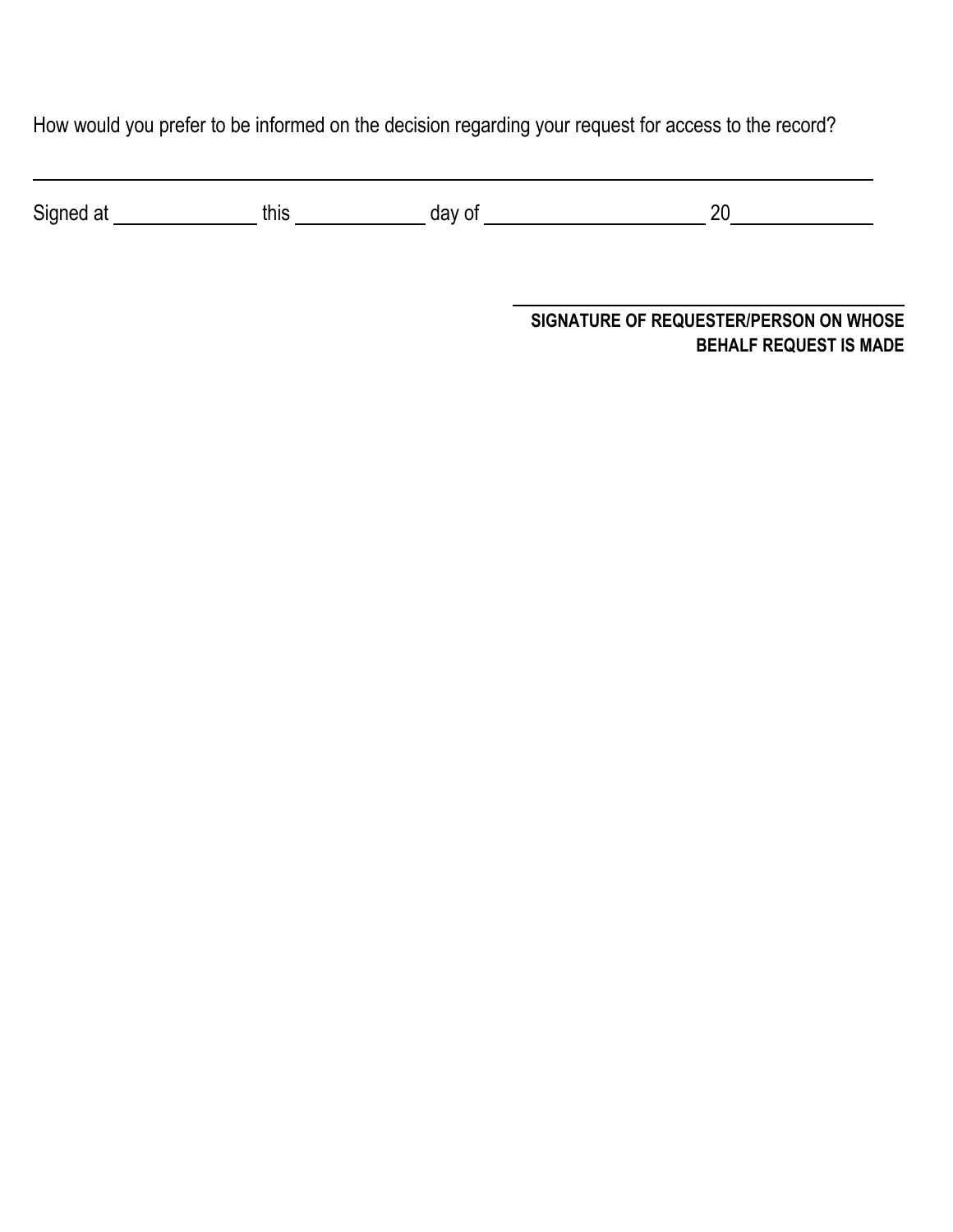How would you prefer to be informed on the decision regarding your request for access to the record?

\_\_\_\_\_\_\_\_\_\_\_\_\_\_\_\_\_\_\_\_\_\_\_\_\_\_\_\_\_\_\_\_\_\_\_\_\_\_\_\_\_\_\_\_\_\_\_\_\_\_\_\_\_\_\_\_\_\_\_\_\_\_\_\_\_\_\_\_\_\_\_\_\_\_\_\_\_\_

Signed at \_\_\_\_\_\_\_\_\_\_\_\_\_\_ this \_\_\_\_\_\_\_\_\_\_\_\_ day of \_\_\_\_\_\_\_\_\_\_\_\_\_\_\_\_\_\_\_\_\_\_ 20\_\_\_\_\_\_\_\_\_\_\_\_

\_\_\_\_\_\_\_\_\_\_\_\_\_\_\_\_\_\_\_\_\_\_\_\_\_\_\_\_\_\_\_\_\_\_\_\_\_\_\_\_

**SIGNATURE OF REQUESTER/PERSON ON WHOSE BEHALF REQUEST IS MADE**